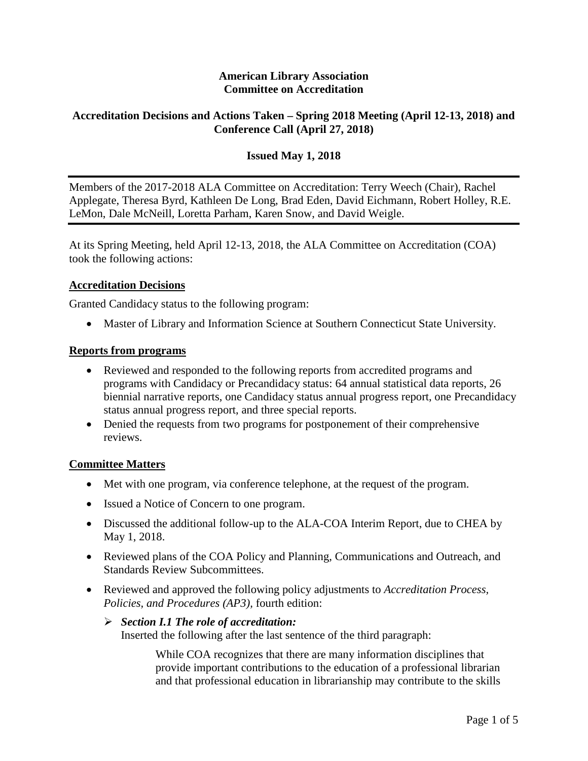**American Library Association**
**Committee on Accreditation**

**Accreditation Decisions and Actions Taken – Spring 2018 Meeting (April 12-13, 2018) and Conference Call (April 27, 2018)**

**Issued May 1, 2018**

---

Members of the 2017-2018 ALA Committee on Accreditation: Terry Weech (Chair), Rachel Applegate, Theresa Byrd, Kathleen De Long, Brad Eden, David Eichmann, Robert Holley, R.E. LeMon, Dale McNeill, Loretta Parham, Karen Snow, and David Weigle.

---

At its Spring Meeting, held April 12-13, 2018, the ALA Committee on Accreditation (COA) took the following actions:

**Accreditation Decisions**

Granted Candidacy status to the following program:

- Master of Library and Information Science at Southern Connecticut State University.

**Reports from programs**

- Reviewed and responded to the following reports from accredited programs and programs with Candidacy or Precandidacy status: 64 annual statistical data reports, 26 biennial narrative reports, one Candidacy status annual progress report, one Precandidacy status annual progress report, and three special reports.
- Denied the requests from two programs for postponement of their comprehensive reviews.

**Committee Matters**

- Met with one program, via conference telephone, at the request of the program.
- Issued a Notice of Concern to one program.
- Discussed the additional follow-up to the ALA-COA Interim Report, due to CHEA by May 1, 2018.
- Reviewed plans of the COA Policy and Planning, Communications and Outreach, and Standards Review Subcommittees.
- Reviewed and approved the following policy adjustments to *Accreditation Process, Policies, and Procedures (AP3),* fourth edition:
  - ***Section I.1 The role of accreditation:***
    Inserted the following after the last sentence of the third paragraph:

    > While COA recognizes that there are many information disciplines that provide important contributions to the education of a professional librarian and that professional education in librarianship may contribute to the skills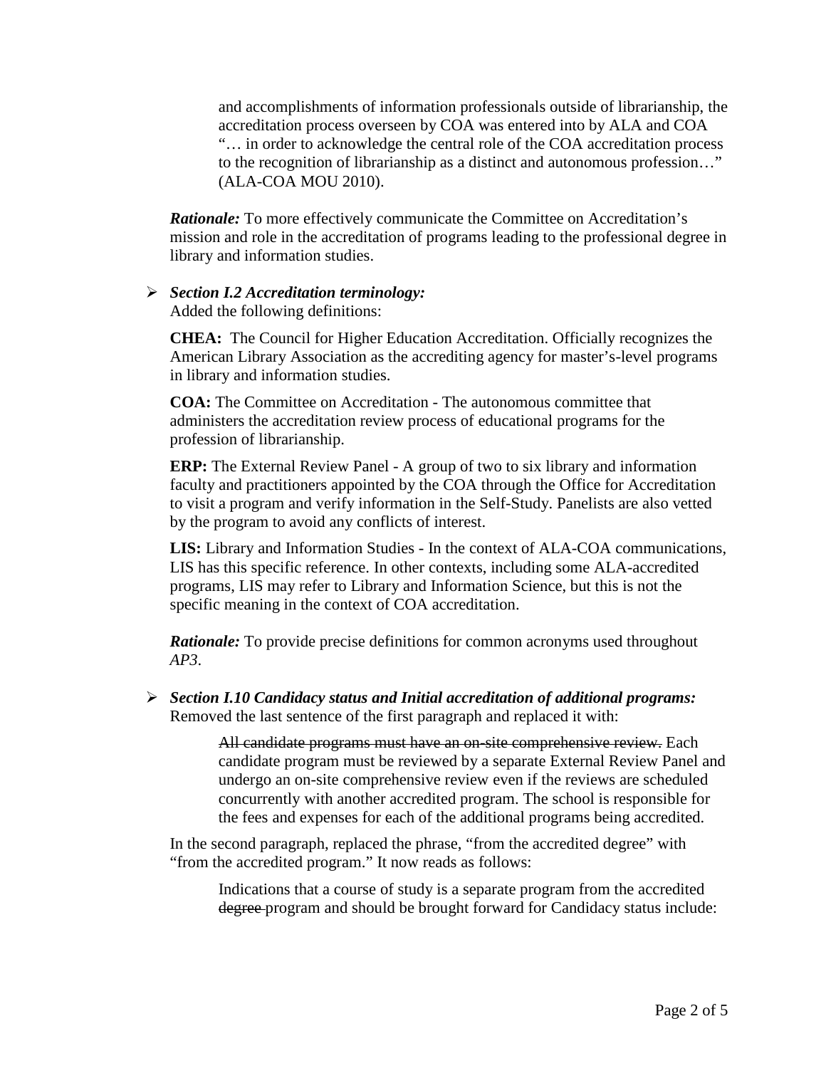> and accomplishments of information professionals outside of librarianship, the accreditation process overseen by COA was entered into by ALA and COA "… in order to acknowledge the central role of the COA accreditation process to the recognition of librarianship as a distinct and autonomous profession…" (ALA-COA MOU 2010).

***Rationale:*** To more effectively communicate the Committee on Accreditation's mission and role in the accreditation of programs leading to the professional degree in library and information studies.

- ***Section I.2 Accreditation terminology:***
  Added the following definitions:

  **CHEA:** The Council for Higher Education Accreditation. Officially recognizes the American Library Association as the accrediting agency for master's-level programs in library and information studies.

  **COA:** The Committee on Accreditation - The autonomous committee that administers the accreditation review process of educational programs for the profession of librarianship.

  **ERP:** The External Review Panel - A group of two to six library and information faculty and practitioners appointed by the COA through the Office for Accreditation to visit a program and verify information in the Self-Study. Panelists are also vetted by the program to avoid any conflicts of interest.

  **LIS:** Library and Information Studies - In the context of ALA-COA communications, LIS has this specific reference. In other contexts, including some ALA-accredited programs, LIS may refer to Library and Information Science, but this is not the specific meaning in the context of COA accreditation.

  ***Rationale:*** To provide precise definitions for common acronyms used throughout *AP3*.

- ***Section I.10 Candidacy status and Initial accreditation of additional programs:***
  Removed the last sentence of the first paragraph and replaced it with:

  > ~~All candidate programs must have an on-site comprehensive review.~~ Each candidate program must be reviewed by a separate External Review Panel and undergo an on-site comprehensive review even if the reviews are scheduled concurrently with another accredited program. The school is responsible for the fees and expenses for each of the additional programs being accredited.

  In the second paragraph, replaced the phrase, "from the accredited degree" with "from the accredited program." It now reads as follows:

  > Indications that a course of study is a separate program from the accredited ~~degree~~ program and should be brought forward for Candidacy status include: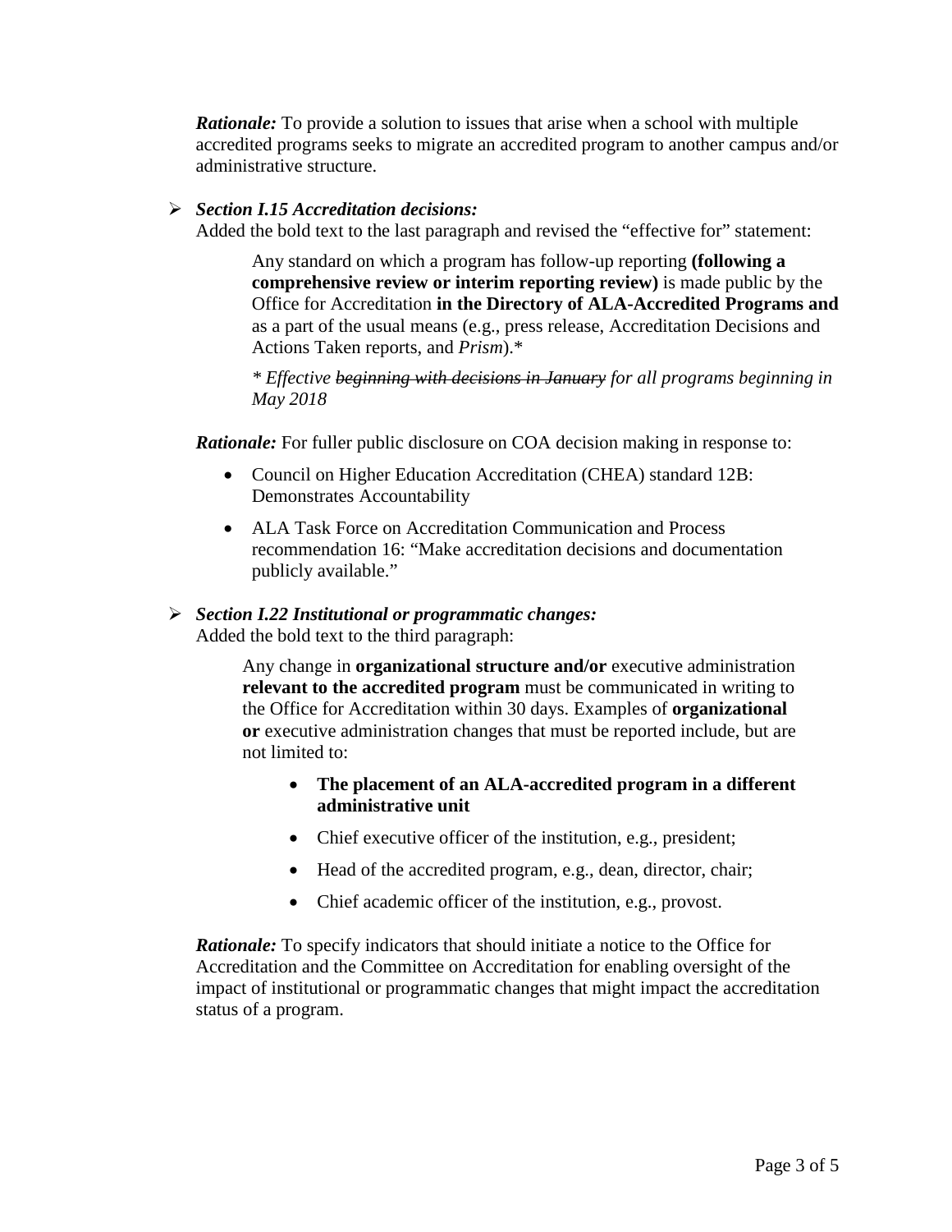***Rationale:*** To provide a solution to issues that arise when a school with multiple accredited programs seeks to migrate an accredited program to another campus and/or administrative structure.

- ***Section I.15 Accreditation decisions:***
  Added the bold text to the last paragraph and revised the "effective for" statement:

  > Any standard on which a program has follow-up reporting **(following a comprehensive review or interim reporting review)** is made public by the Office for Accreditation **in the Directory of ALA-Accredited Programs and** as a part of the usual means (e.g., press release, Accreditation Decisions and Actions Taken reports, and *Prism*).*
  >
  > *\* Effective ~~beginning with decisions in January~~ for all programs beginning in May 2018*

  ***Rationale:*** For fuller public disclosure on COA decision making in response to:

  - Council on Higher Education Accreditation (CHEA) standard 12B: Demonstrates Accountability
  - ALA Task Force on Accreditation Communication and Process recommendation 16: "Make accreditation decisions and documentation publicly available."

- ***Section I.22 Institutional or programmatic changes:***
  Added the bold text to the third paragraph:

  > Any change in **organizational structure and/or** executive administration **relevant to the accredited program** must be communicated in writing to the Office for Accreditation within 30 days. Examples of **organizational or** executive administration changes that must be reported include, but are not limited to:
  >
  > - **The placement of an ALA-accredited program in a different administrative unit**
  > - Chief executive officer of the institution, e.g., president;
  > - Head of the accredited program, e.g., dean, director, chair;
  > - Chief academic officer of the institution, e.g., provost.

  ***Rationale:*** To specify indicators that should initiate a notice to the Office for Accreditation and the Committee on Accreditation for enabling oversight of the impact of institutional or programmatic changes that might impact the accreditation status of a program.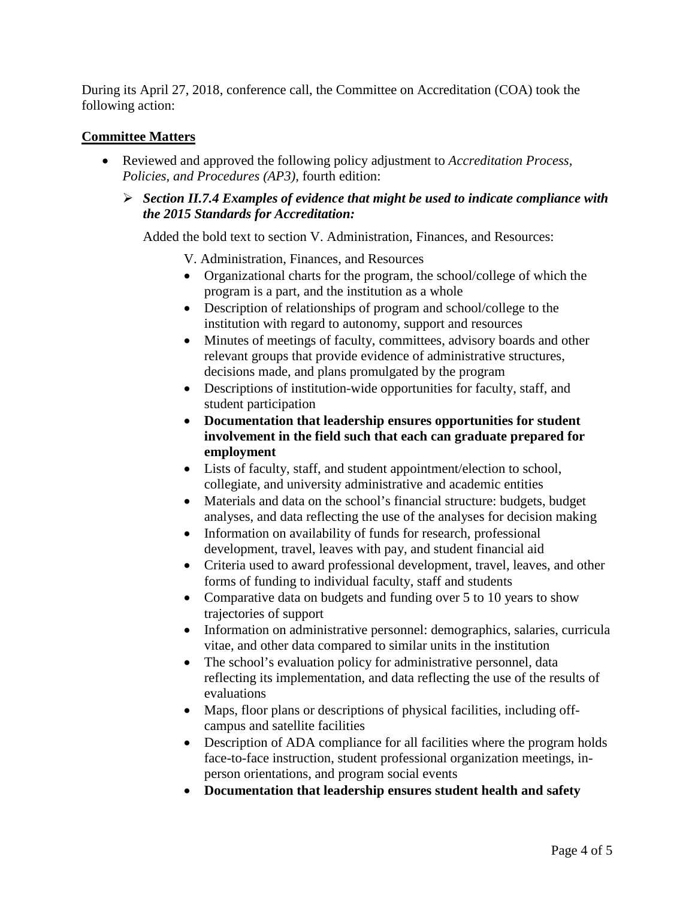During its April 27, 2018, conference call, the Committee on Accreditation (COA) took the following action:

**Committee Matters**

- Reviewed and approved the following policy adjustment to *Accreditation Process, Policies, and Procedures (AP3),* fourth edition:
  - ***Section II.7.4 Examples of evidence that might be used to indicate compliance with the 2015 Standards for Accreditation:***

    Added the bold text to section V. Administration, Finances, and Resources:

    V. Administration, Finances, and Resources

    - Organizational charts for the program, the school/college of which the program is a part, and the institution as a whole
    - Description of relationships of program and school/college to the institution with regard to autonomy, support and resources
    - Minutes of meetings of faculty, committees, advisory boards and other relevant groups that provide evidence of administrative structures, decisions made, and plans promulgated by the program
    - Descriptions of institution-wide opportunities for faculty, staff, and student participation
    - **Documentation that leadership ensures opportunities for student involvement in the field such that each can graduate prepared for employment**
    - Lists of faculty, staff, and student appointment/election to school, collegiate, and university administrative and academic entities
    - Materials and data on the school's financial structure: budgets, budget analyses, and data reflecting the use of the analyses for decision making
    - Information on availability of funds for research, professional development, travel, leaves with pay, and student financial aid
    - Criteria used to award professional development, travel, leaves, and other forms of funding to individual faculty, staff and students
    - Comparative data on budgets and funding over 5 to 10 years to show trajectories of support
    - Information on administrative personnel: demographics, salaries, curricula vitae, and other data compared to similar units in the institution
    - The school's evaluation policy for administrative personnel, data reflecting its implementation, and data reflecting the use of the results of evaluations
    - Maps, floor plans or descriptions of physical facilities, including off-campus and satellite facilities
    - Description of ADA compliance for all facilities where the program holds face-to-face instruction, student professional organization meetings, in-person orientations, and program social events
    - **Documentation that leadership ensures student health and safety**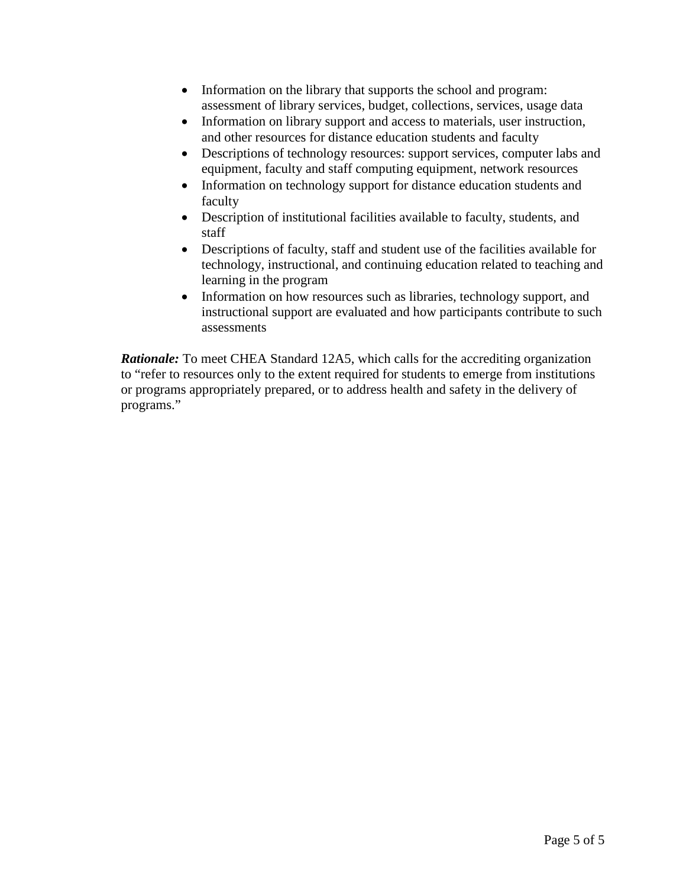- Information on the library that supports the school and program: assessment of library services, budget, collections, services, usage data
- Information on library support and access to materials, user instruction, and other resources for distance education students and faculty
- Descriptions of technology resources: support services, computer labs and equipment, faculty and staff computing equipment, network resources
- Information on technology support for distance education students and faculty
- Description of institutional facilities available to faculty, students, and staff
- Descriptions of faculty, staff and student use of the facilities available for technology, instructional, and continuing education related to teaching and learning in the program
- Information on how resources such as libraries, technology support, and instructional support are evaluated and how participants contribute to such assessments

***Rationale:*** To meet CHEA Standard 12A5, which calls for the accrediting organization to "refer to resources only to the extent required for students to emerge from institutions or programs appropriately prepared, or to address health and safety in the delivery of programs."